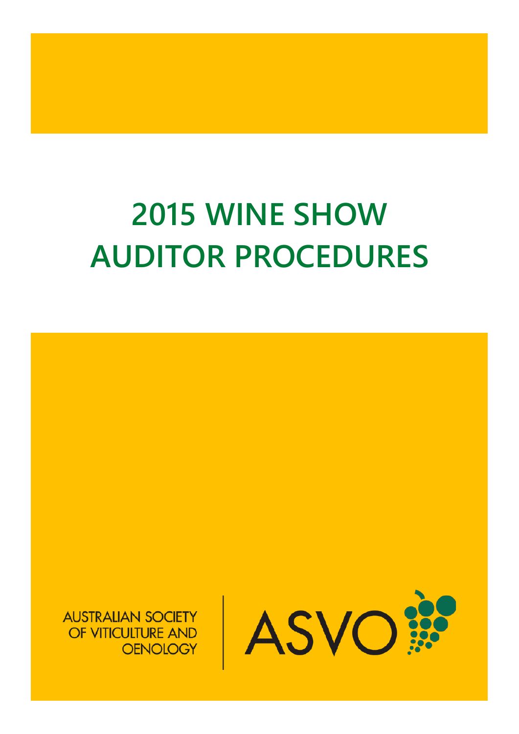# 2015 WINE SHOW AUDITOR PROCEDURES

AUSTRALIAN SOCIETY OF VITICULTURE AND OENOLOGY

ASVO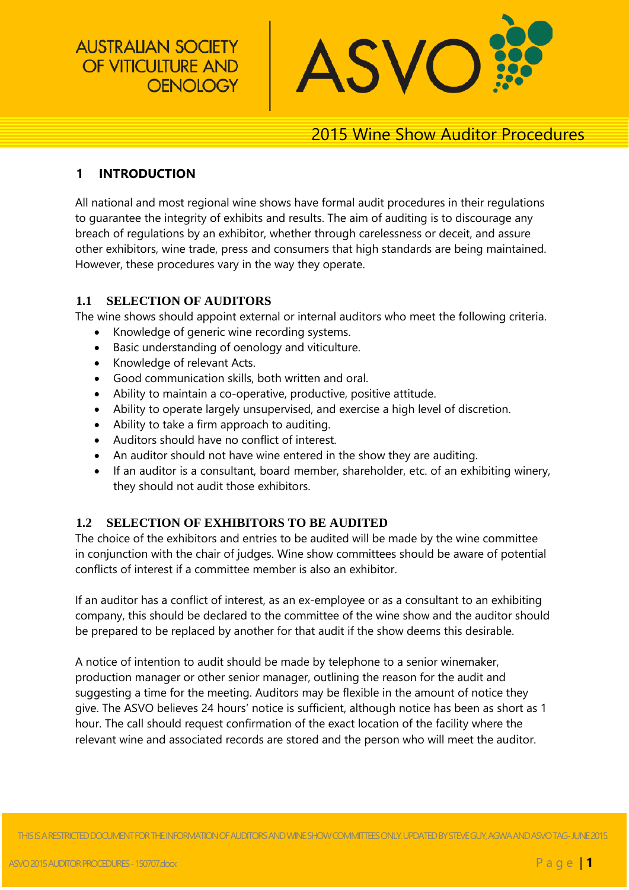AUSTRALIAN SOCIETY OF VITICULTURE AND OENOLOGY

ASVO

2015 Wine Show Auditor Procedures

## 1 INTRODUCTION

All national and most regional wine shows have formal audit procedures in their regulations to guarantee the integrity of exhibits and results. The aim of auditing is to discourage any breach of regulations by an exhibitor, whether through carelessness or deceit, and assure other exhibitors, wine trade, press and consumers that high standards are being maintained. However, these procedures vary in the way they operate.

### 1.1 SELECTION OF AUDITORS

The wine shows should appoint external or internal auditors who meet the following criteria.

- Knowledge of generic wine recording systems.
- Basic understanding of oenology and viticulture.
- Knowledge of relevant Acts.
- Good communication skills, both written and oral.
- Ability to maintain a co-operative, productive, positive attitude.
- Ability to operate largely unsupervised, and exercise a high level of discretion.
- Ability to take a firm approach to auditing.
- Auditors should have no conflict of interest.
- An auditor should not have wine entered in the show they are auditing.
- If an auditor is a consultant, board member, shareholder, etc. of an exhibiting winery, they should not audit those exhibitors.

### 1.2 SELECTION OF EXHIBITORS TO BE AUDITED

The choice of the exhibitors and entries to be audited will be made by the wine committee in conjunction with the chair of judges. Wine show committees should be aware of potential conflicts of interest if a committee member is also an exhibitor.

If an auditor has a conflict of interest, as an ex-employee or as a consultant to an exhibiting company, this should be declared to the committee of the wine show and the auditor should be prepared to be replaced by another for that audit if the show deems this desirable.

A notice of intention to audit should be made by telephone to a senior winemaker, production manager or other senior manager, outlining the reason for the audit and suggesting a time for the meeting. Auditors may be flexible in the amount of notice they give. The ASVO believes 24 hours' notice is sufficient, although notice has been as short as 1 hour. The call should request confirmation of the exact location of the facility where the relevant wine and associated records are stored and the person who will meet the auditor.

THIS IS A RESTRICTED DOCUMENT FOR THE INFORMATION OF AUDITORS AND WINE SHOW COMMITTEES ONLY. UPDATED BY STEVE GUY, AGWA AND ASVO TAG- JUNE 2015.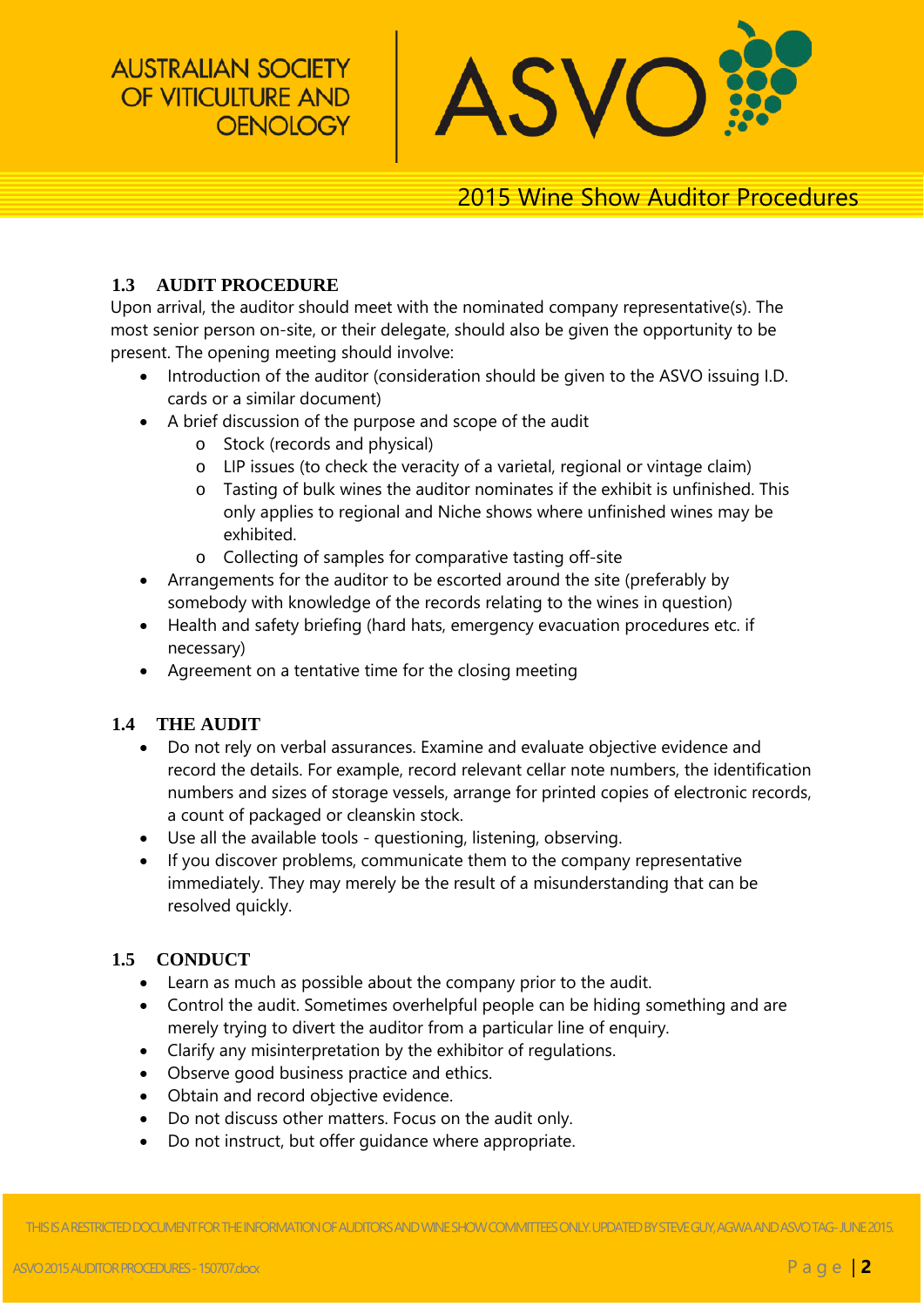### 1.3 AUDIT PROCEDURE

Upon arrival, the auditor should meet with the nominated company representative(s). The most senior person on-site, or their delegate, should also be given the opportunity to be present. The opening meeting should involve:

- Introduction of the auditor (consideration should be given to the ASVO issuing I.D. cards or a similar document)
- A brief discussion of the purpose and scope of the audit
  - Stock (records and physical)
  - LIP issues (to check the veracity of a varietal, regional or vintage claim)
  - Tasting of bulk wines the auditor nominates if the exhibit is unfinished. This only applies to regional and Niche shows where unfinished wines may be exhibited.
  - Collecting of samples for comparative tasting off-site
- Arrangements for the auditor to be escorted around the site (preferably by somebody with knowledge of the records relating to the wines in question)
- Health and safety briefing (hard hats, emergency evacuation procedures etc. if necessary)
- Agreement on a tentative time for the closing meeting

### 1.4 THE AUDIT

- Do not rely on verbal assurances. Examine and evaluate objective evidence and record the details. For example, record relevant cellar note numbers, the identification numbers and sizes of storage vessels, arrange for printed copies of electronic records, a count of packaged or cleanskin stock.
- Use all the available tools - questioning, listening, observing.
- If you discover problems, communicate them to the company representative immediately. They may merely be the result of a misunderstanding that can be resolved quickly.

### 1.5 CONDUCT

- Learn as much as possible about the company prior to the audit.
- Control the audit. Sometimes overhelpful people can be hiding something and are merely trying to divert the auditor from a particular line of enquiry.
- Clarify any misinterpretation by the exhibitor of regulations.
- Observe good business practice and ethics.
- Obtain and record objective evidence.
- Do not discuss other matters. Focus on the audit only.
- Do not instruct, but offer guidance where appropriate.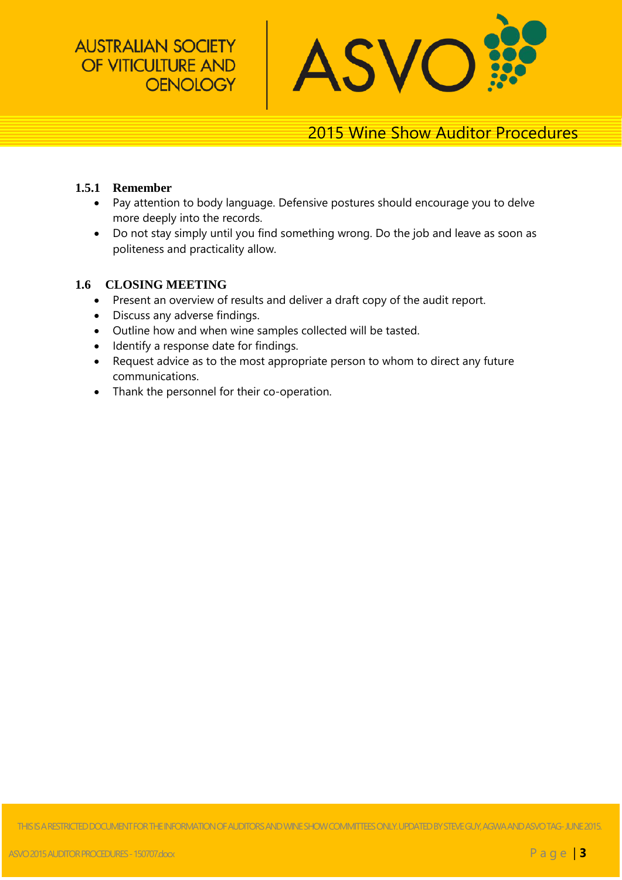### 1.5.1 Remember

- Pay attention to body language. Defensive postures should encourage you to delve more deeply into the records.
- Do not stay simply until you find something wrong. Do the job and leave as soon as politeness and practicality allow.

## 1.6 CLOSING MEETING

- Present an overview of results and deliver a draft copy of the audit report.
- Discuss any adverse findings.
- Outline how and when wine samples collected will be tasted.
- Identify a response date for findings.
- Request advice as to the most appropriate person to whom to direct any future communications.
- Thank the personnel for their co-operation.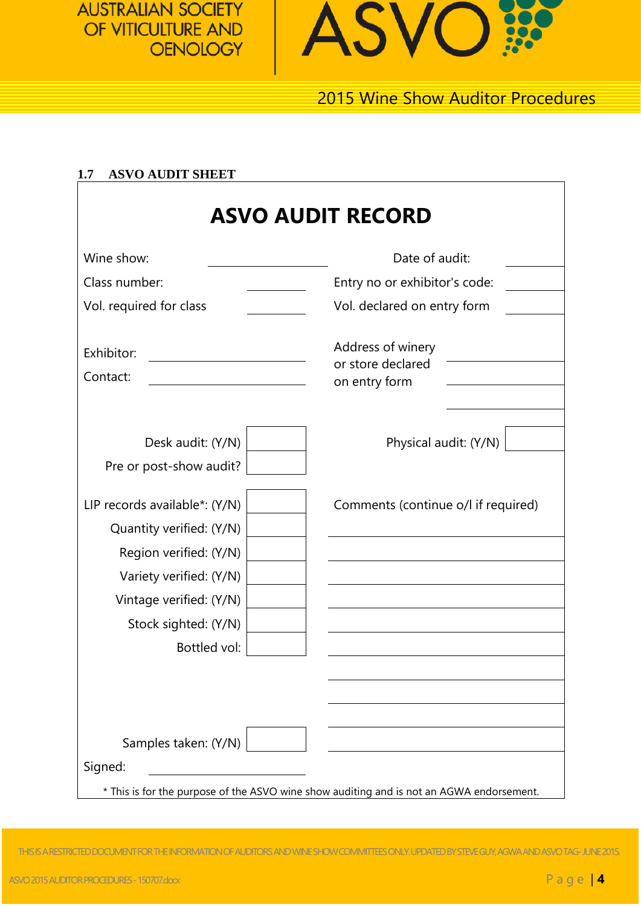### 1.7 ASVO AUDIT SHEET

## ASVO AUDIT RECORD

Wine show: ____________________ Date of audit: __________

Class number: __________ Entry no or exhibitor's code: __________

Vol. required for class __________ Vol. declared on entry form __________

Exhibitor: ____________________

Contact: ____________________

Address of winery or store declared on entry form ____________________

Desk audit: (Y/N) [ ]

Pre or post-show audit? [ ]

Physical audit: (Y/N) [ ]

LIP records available*: (Y/N) [ ]

Quantity verified: (Y/N) [ ]

Region verified: (Y/N) [ ]

Variety verified: (Y/N) [ ]

Vintage verified: (Y/N) [ ]

Stock sighted: (Y/N) [ ]

Bottled vol: [ ]

Comments (continue o/l if required)

Samples taken: (Y/N) [ ]

Signed: ____________________

* This is for the purpose of the ASVO wine show auditing and is not an AGWA endorsement.

THIS IS A RESTRICTED DOCUMENT FOR THE INFORMATION OF AUDITORS AND WINE SHOW COMMITTEES ONLY. UPDATED BY STEVE GUY, AGWA AND ASVO TAG- JUNE 2015.